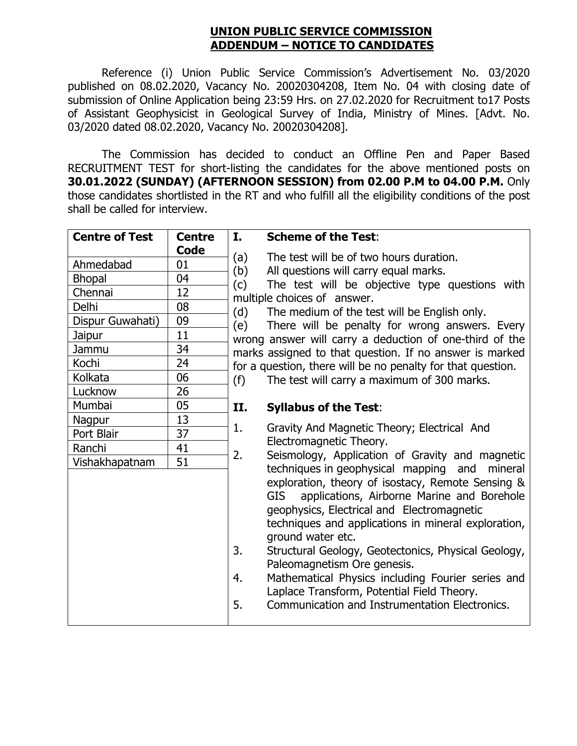# UNION PUBLIC SERVICE COMMISSION
## ADDENDUM – NOTICE TO CANDIDATES

Reference (i) Union Public Service Commission's Advertisement No. 03/2020 published on 08.02.2020, Vacancy No. 20020304208, Item No. 04 with closing date of submission of Online Application being 23:59 Hrs. on 27.02.2020 for Recruitment to17 Posts of Assistant Geophysicist in Geological Survey of India, Ministry of Mines. [Advt. No. 03/2020 dated 08.02.2020, Vacancy No. 20020304208].

The Commission has decided to conduct an Offline Pen and Paper Based RECRUITMENT TEST for short-listing the candidates for the above mentioned posts on **30.01.2022 (SUNDAY) (AFTERNOON SESSION) from 02.00 P.M to 04.00 P.M.** Only those candidates shortlisted in the RT and who fulfill all the eligibility conditions of the post shall be called for interview.

| Centre of Test | Centre Code |
|---|---|
| Ahmedabad | 01 |
| Bhopal | 04 |
| Chennai | 12 |
| Delhi | 08 |
| Dispur Guwahati) | 09 |
| Jaipur | 11 |
| Jammu | 34 |
| Kochi | 24 |
| Kolkata | 06 |
| Lucknow | 26 |
| Mumbai | 05 |
| Nagpur | 13 |
| Port Blair | 37 |
| Ranchi | 41 |
| Vishakhapatnam | 51 |

**I. Scheme of the Test**:

(a) The test will be of two hours duration.
(b) All questions will carry equal marks.
(c) The test will be objective type questions with multiple choices of answer.
(d) The medium of the test will be English only.
(e) There will be penalty for wrong answers. Every wrong answer will carry a deduction of one-third of the marks assigned to that question. If no answer is marked for a question, there will be no penalty for that question.
(f) The test will carry a maximum of 300 marks.

**II. Syllabus of the Test**:

1. Gravity And Magnetic Theory; Electrical And Electromagnetic Theory.
2. Seismology, Application of Gravity and magnetic techniques in geophysical mapping and mineral exploration, theory of isostacy, Remote Sensing & GIS applications, Airborne Marine and Borehole geophysics, Electrical and Electromagnetic techniques and applications in mineral exploration, ground water etc.
3. Structural Geology, Geotectonics, Physical Geology, Paleomagnetism Ore genesis.
4. Mathematical Physics including Fourier series and Laplace Transform, Potential Field Theory.
5. Communication and Instrumentation Electronics.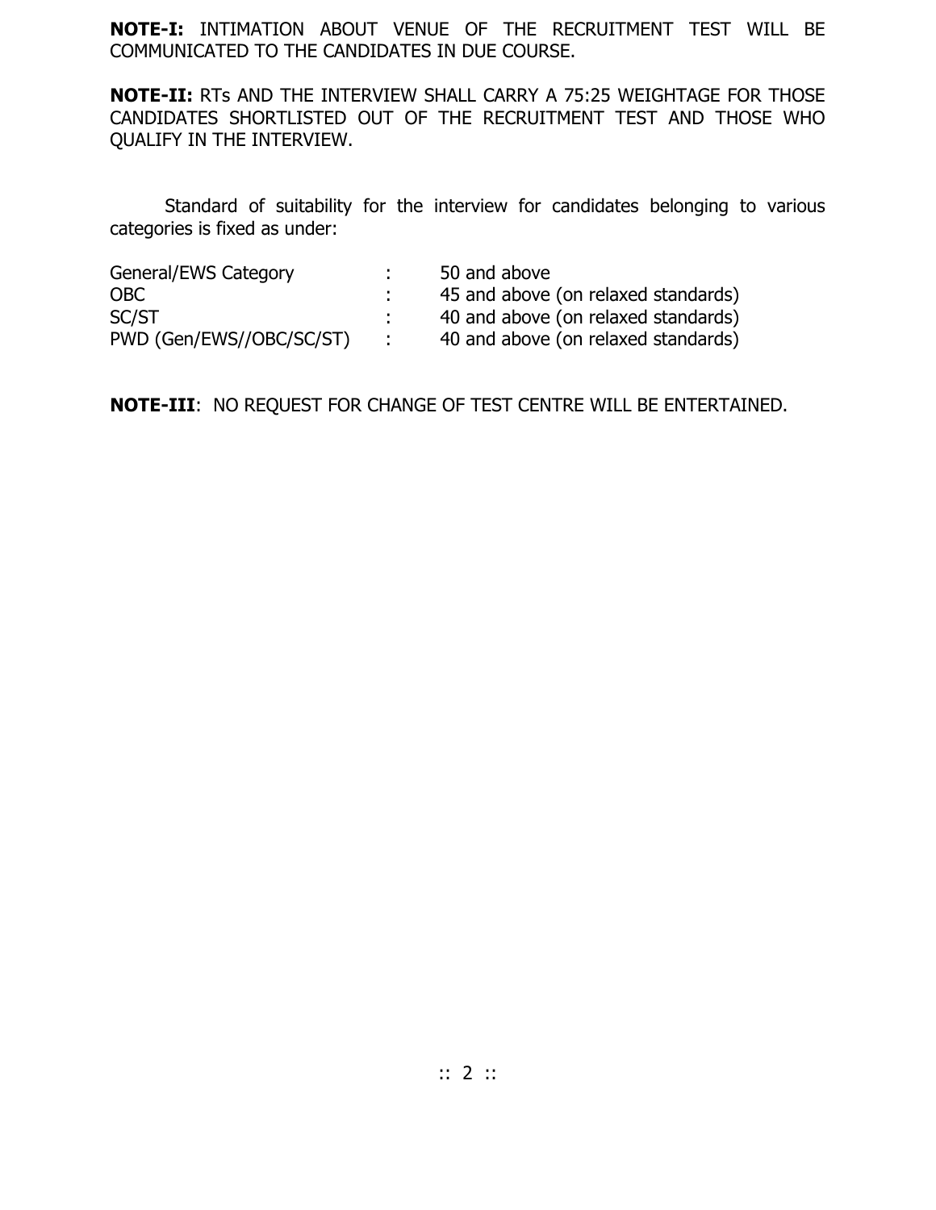**NOTE-I:** INTIMATION ABOUT VENUE OF THE RECRUITMENT TEST WILL BE COMMUNICATED TO THE CANDIDATES IN DUE COURSE.

**NOTE-II:** RTs AND THE INTERVIEW SHALL CARRY A 75:25 WEIGHTAGE FOR THOSE CANDIDATES SHORTLISTED OUT OF THE RECRUITMENT TEST AND THOSE WHO QUALIFY IN THE INTERVIEW.

Standard of suitability for the interview for candidates belonging to various categories is fixed as under:

| | | |
|---|---|---|
| General/EWS Category | : | 50 and above |
| OBC | : | 45 and above (on relaxed standards) |
| SC/ST | : | 40 and above (on relaxed standards) |
| PWD (Gen/EWS//OBC/SC/ST) | : | 40 and above (on relaxed standards) |

**NOTE-III**: NO REQUEST FOR CHANGE OF TEST CENTRE WILL BE ENTERTAINED.